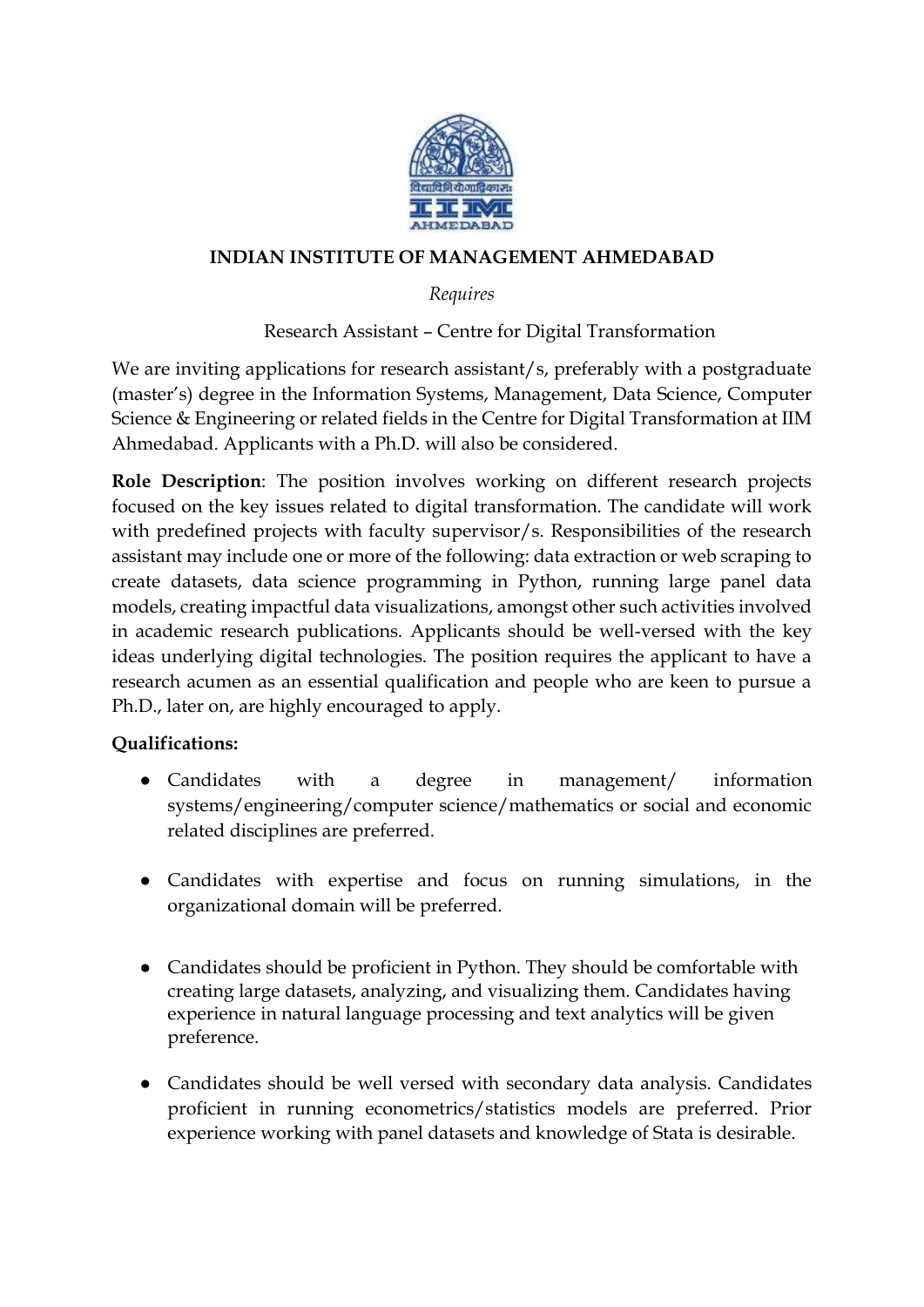**INDIAN INSTITUTE OF MANAGEMENT AHMEDABAD**

*Requires*

Research Assistant – Centre for Digital Transformation

We are inviting applications for research assistant/s, preferably with a postgraduate (master's) degree in the Information Systems, Management, Data Science, Computer Science & Engineering or related fields in the Centre for Digital Transformation at IIM Ahmedabad. Applicants with a Ph.D. will also be considered.

**Role Description**: The position involves working on different research projects focused on the key issues related to digital transformation. The candidate will work with predefined projects with faculty supervisor/s. Responsibilities of the research assistant may include one or more of the following: data extraction or web scraping to create datasets, data science programming in Python, running large panel data models, creating impactful data visualizations, amongst other such activities involved in academic research publications. Applicants should be well-versed with the key ideas underlying digital technologies. The position requires the applicant to have a research acumen as an essential qualification and people who are keen to pursue a Ph.D., later on, are highly encouraged to apply.

**Qualifications:**

- Candidates with a degree in management/ information systems/engineering/computer science/mathematics or social and economic related disciplines are preferred.

- Candidates with expertise and focus on running simulations, in the organizational domain will be preferred.

- Candidates should be proficient in Python. They should be comfortable with creating large datasets, analyzing, and visualizing them. Candidates having experience in natural language processing and text analytics will be given preference.

- Candidates should be well versed with secondary data analysis. Candidates proficient in running econometrics/statistics models are preferred. Prior experience working with panel datasets and knowledge of Stata is desirable.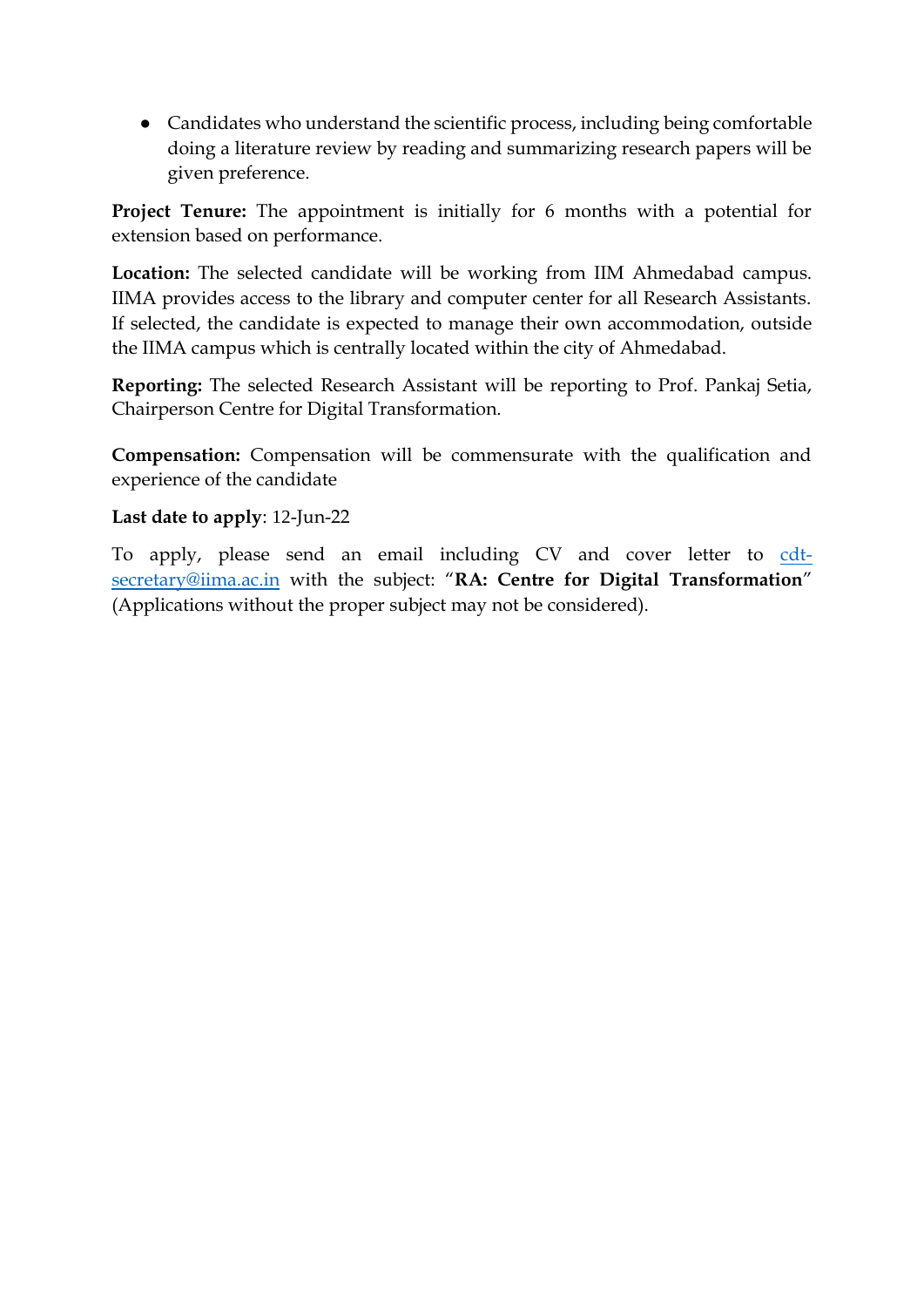- Candidates who understand the scientific process, including being comfortable doing a literature review by reading and summarizing research papers will be given preference.

**Project Tenure:** The appointment is initially for 6 months with a potential for extension based on performance.

**Location:** The selected candidate will be working from IIM Ahmedabad campus. IIMA provides access to the library and computer center for all Research Assistants. If selected, the candidate is expected to manage their own accommodation, outside the IIMA campus which is centrally located within the city of Ahmedabad.

**Reporting:** The selected Research Assistant will be reporting to Prof. Pankaj Setia, Chairperson Centre for Digital Transformation.

**Compensation:** Compensation will be commensurate with the qualification and experience of the candidate

**Last date to apply**: 12-Jun-22

To apply, please send an email including CV and cover letter to cdt-secretary@iima.ac.in with the subject: "**RA: Centre for Digital Transformation**" (Applications without the proper subject may not be considered).